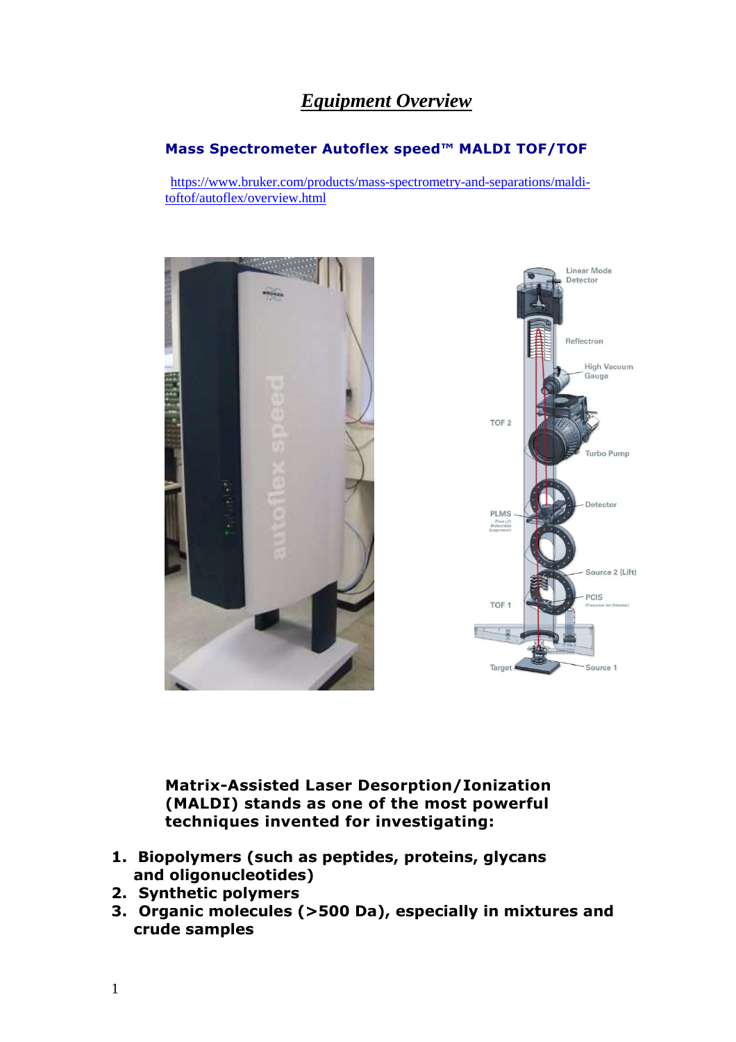# *Equipment Overview*

### Mass Spectrometer Autoflex speed™ MALDI TOF/TOF

https://www.bruker.com/products/mass-spectrometry-and-separations/maldi-toftof/autoflex/overview.html

**Matrix-Assisted Laser Desorption/Ionization (MALDI) stands as one of the most powerful techniques invented for investigating:**

1. **Biopolymers (such as peptides, proteins, glycans and oligonucleotides)**
2. **Synthetic polymers**
3. **Organic molecules (>500 Da), especially in mixtures and crude samples**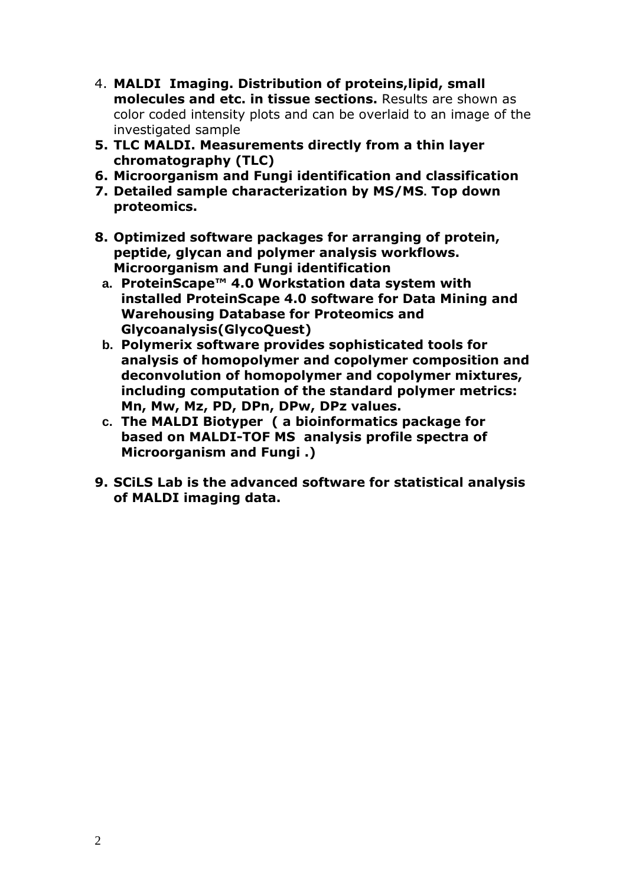4. **MALDI Imaging. Distribution of proteins,lipid, small molecules and etc. in tissue sections.** Results are shown as color coded intensity plots and can be overlaid to an image of the investigated sample
5. **TLC MALDI. Measurements directly from a thin layer chromatography (TLC)**
6. **Microorganism and Fungi identification and classification**
7. **Detailed sample characterization by MS/MS. Top down proteomics.**
8. **Optimized software packages for arranging of protein, peptide, glycan and polymer analysis workflows. Microorganism and Fungi identification**
   a. **ProteinScape™ 4.0 Workstation data system with installed ProteinScape 4.0 software for Data Mining and Warehousing Database for Proteomics and Glycoanalysis(GlycoQuest)**
   b. **Polymerix software provides sophisticated tools for analysis of homopolymer and copolymer composition and deconvolution of homopolymer and copolymer mixtures, including computation of the standard polymer metrics: Mn, Mw, Mz, PD, DPn, DPw, DPz values.**
   c. **The MALDI Biotyper ( a bioinformatics package for based on MALDI-TOF MS analysis profile spectra of Microorganism and Fungi .)**
9. **SCiLS Lab is the advanced software for statistical analysis of MALDI imaging data.**